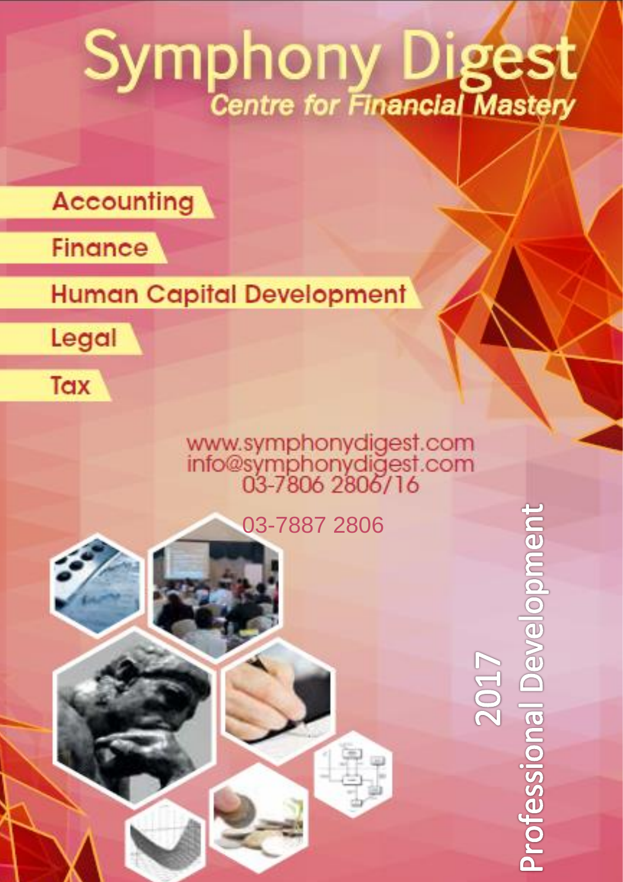# Symphony Digest

## Centre for Financial Mastery

- Accounting
- Finance
- Human Capital Development
- Legal
- Tax

www.symphonydigest.com
info@symphonydigest.com
03-7806 2806/16

03-7887 2806

**2017**
**Professional Development**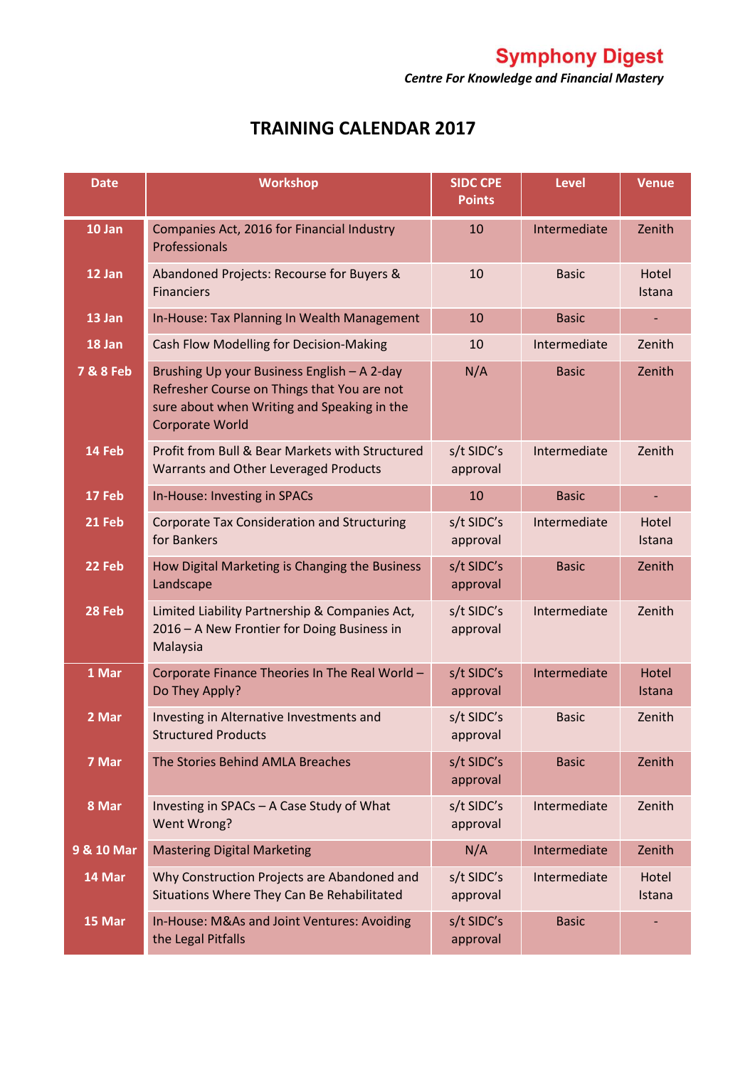**Symphony Digest**

*Centre For Knowledge and Financial Mastery*

# TRAINING CALENDAR 2017

| Date | Workshop | SIDC CPE Points | Level | Venue |
|---|---|---|---|---|
| 10 Jan | Companies Act, 2016 for Financial Industry Professionals | 10 | Intermediate | Zenith |
| 12 Jan | Abandoned Projects: Recourse for Buyers & Financiers | 10 | Basic | Hotel Istana |
| 13 Jan | In-House: Tax Planning In Wealth Management | 10 | Basic | - |
| 18 Jan | Cash Flow Modelling for Decision-Making | 10 | Intermediate | Zenith |
| 7 & 8 Feb | Brushing Up your Business English – A 2-day Refresher Course on Things that You are not sure about when Writing and Speaking in the Corporate World | N/A | Basic | Zenith |
| 14 Feb | Profit from Bull & Bear Markets with Structured Warrants and Other Leveraged Products | s/t SIDC's approval | Intermediate | Zenith |
| 17 Feb | In-House: Investing in SPACs | 10 | Basic | - |
| 21 Feb | Corporate Tax Consideration and Structuring for Bankers | s/t SIDC's approval | Intermediate | Hotel Istana |
| 22 Feb | How Digital Marketing is Changing the Business Landscape | s/t SIDC's approval | Basic | Zenith |
| 28 Feb | Limited Liability Partnership & Companies Act, 2016 – A New Frontier for Doing Business in Malaysia | s/t SIDC's approval | Intermediate | Zenith |
| 1 Mar | Corporate Finance Theories In The Real World – Do They Apply? | s/t SIDC's approval | Intermediate | Hotel Istana |
| 2 Mar | Investing in Alternative Investments and Structured Products | s/t SIDC's approval | Basic | Zenith |
| 7 Mar | The Stories Behind AMLA Breaches | s/t SIDC's approval | Basic | Zenith |
| 8 Mar | Investing in SPACs – A Case Study of What Went Wrong? | s/t SIDC's approval | Intermediate | Zenith |
| 9 & 10 Mar | Mastering Digital Marketing | N/A | Intermediate | Zenith |
| 14 Mar | Why Construction Projects are Abandoned and Situations Where They Can Be Rehabilitated | s/t SIDC's approval | Intermediate | Hotel Istana |
| 15 Mar | In-House: M&As and Joint Ventures: Avoiding the Legal Pitfalls | s/t SIDC's approval | Basic | - |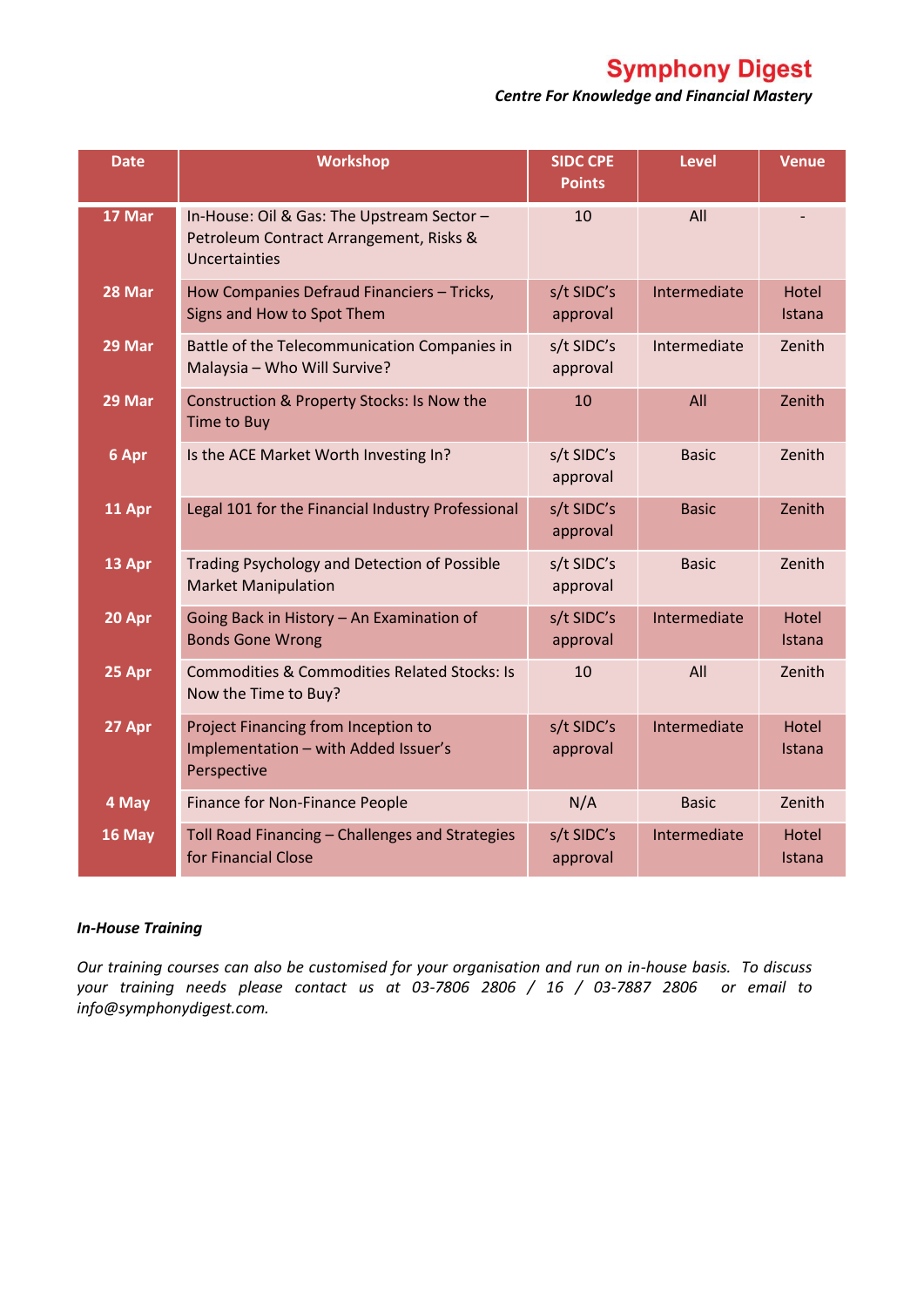# Symphony Digest

***Centre For Knowledge and Financial Mastery***

| Date | Workshop | SIDC CPE Points | Level | Venue |
|---|---|---|---|---|
| **17 Mar** | In-House: Oil & Gas: The Upstream Sector – Petroleum Contract Arrangement, Risks & Uncertainties | 10 | All | - |
| **28 Mar** | How Companies Defraud Financiers – Tricks, Signs and How to Spot Them | s/t SIDC's approval | Intermediate | Hotel Istana |
| **29 Mar** | Battle of the Telecommunication Companies in Malaysia – Who Will Survive? | s/t SIDC's approval | Intermediate | Zenith |
| **29 Mar** | Construction & Property Stocks: Is Now the Time to Buy | 10 | All | Zenith |
| **6 Apr** | Is the ACE Market Worth Investing In? | s/t SIDC's approval | Basic | Zenith |
| **11 Apr** | Legal 101 for the Financial Industry Professional | s/t SIDC's approval | Basic | Zenith |
| **13 Apr** | Trading Psychology and Detection of Possible Market Manipulation | s/t SIDC's approval | Basic | Zenith |
| **20 Apr** | Going Back in History – An Examination of Bonds Gone Wrong | s/t SIDC's approval | Intermediate | Hotel Istana |
| **25 Apr** | Commodities & Commodities Related Stocks: Is Now the Time to Buy? | 10 | All | Zenith |
| **27 Apr** | Project Financing from Inception to Implementation – with Added Issuer's Perspective | s/t SIDC's approval | Intermediate | Hotel Istana |
| **4 May** | Finance for Non-Finance People | N/A | Basic | Zenith |
| **16 May** | Toll Road Financing – Challenges and Strategies for Financial Close | s/t SIDC's approval | Intermediate | Hotel Istana |

***In-House Training***

*Our training courses can also be customised for your organisation and run on in-house basis. To discuss your training needs please contact us at 03-7806 2806 / 16 / 03-7887 2806 or email to info@symphonydigest.com.*